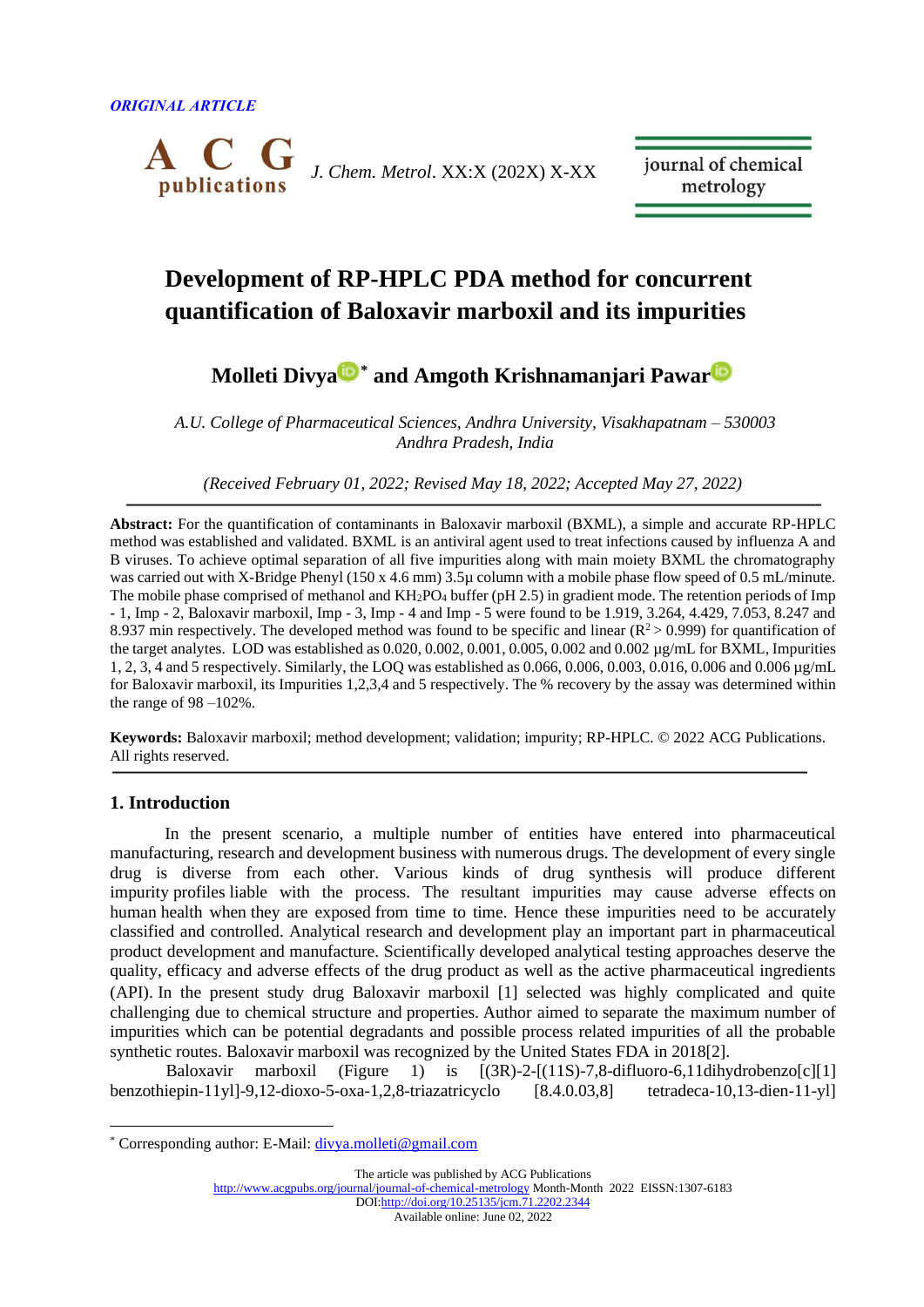*ORIGINAL ARTICLE*

# Development of RP-HPLC PDA method for concurrent quantification of Baloxavir marboxil and its impurities

**Molleti Divya\* and Amgoth Krishnamanjari Pawar**

*A.U. College of Pharmaceutical Sciences, Andhra University, Visakhapatnam – 530003 Andhra Pradesh, India*

*(Received February 01, 2022; Revised May 18, 2022; Accepted May 27, 2022)*

**Abstract:** For the quantification of contaminants in Baloxavir marboxil (BXML), a simple and accurate RP-HPLC method was established and validated. BXML is an antiviral agent used to treat infections caused by influenza A and B viruses. To achieve optimal separation of all five impurities along with main moiety BXML the chromatography was carried out with X-Bridge Phenyl (150 x 4.6 mm) 3.5µ column with a mobile phase flow speed of 0.5 mL/minute. The mobile phase comprised of methanol and $KH_2PO_4$ buffer (pH 2.5) in gradient mode. The retention periods of Imp - 1, Imp - 2, Baloxavir marboxil, Imp - 3, Imp - 4 and Imp - 5 were found to be 1.919, 3.264, 4.429, 7.053, 8.247 and 8.937 min respectively. The developed method was found to be specific and linear ($R^2 > 0.999$) for quantification of the target analytes. LOD was established as 0.020, 0.002, 0.001, 0.005, 0.002 and 0.002 µg/mL for BXML, Impurities 1, 2, 3, 4 and 5 respectively. Similarly, the LOQ was established as 0.066, 0.006, 0.003, 0.016, 0.006 and 0.006 µg/mL for Baloxavir marboxil, its Impurities 1,2,3,4 and 5 respectively. The % recovery by the assay was determined within the range of 98 –102%.

**Keywords:** Baloxavir marboxil; method development; validation; impurity; RP-HPLC. © 2022 ACG Publications. All rights reserved.

## 1. Introduction

In the present scenario, a multiple number of entities have entered into pharmaceutical manufacturing, research and development business with numerous drugs. The development of every single drug is diverse from each other. Various kinds of drug synthesis will produce different impurity profiles liable with the process. The resultant impurities may cause adverse effects on human health when they are exposed from time to time. Hence these impurities need to be accurately classified and controlled. Analytical research and development play an important part in pharmaceutical product development and manufacture. Scientifically developed analytical testing approaches deserve the quality, efficacy and adverse effects of the drug product as well as the active pharmaceutical ingredients (API). In the present study drug Baloxavir marboxil [1] selected was highly complicated and quite challenging due to chemical structure and properties. Author aimed to separate the maximum number of impurities which can be potential degradants and possible process related impurities of all the probable synthetic routes. Baloxavir marboxil was recognized by the United States FDA in 2018[2].

Baloxavir marboxil (Figure 1) is [(3R)-2-[(11S)-7,8-difluoro-6,11dihydrobenzo[c][1] benzothiepin-11yl]-9,12-dioxo-5-oxa-1,2,8-triazatricyclo [8.4.0.03,8] tetradeca-10,13-dien-11-yl]

---

\* Corresponding author: E-Mail: divya.molleti@gmail.com

The article was published by ACG Publications
http://www.acgpubs.org/journal/journal-of-chemical-metrology Month-Month 2022 EISSN:1307-6183
DOI:http://doi.org/10.25135/jcm.71.2202.2344
Available online: June 02, 2022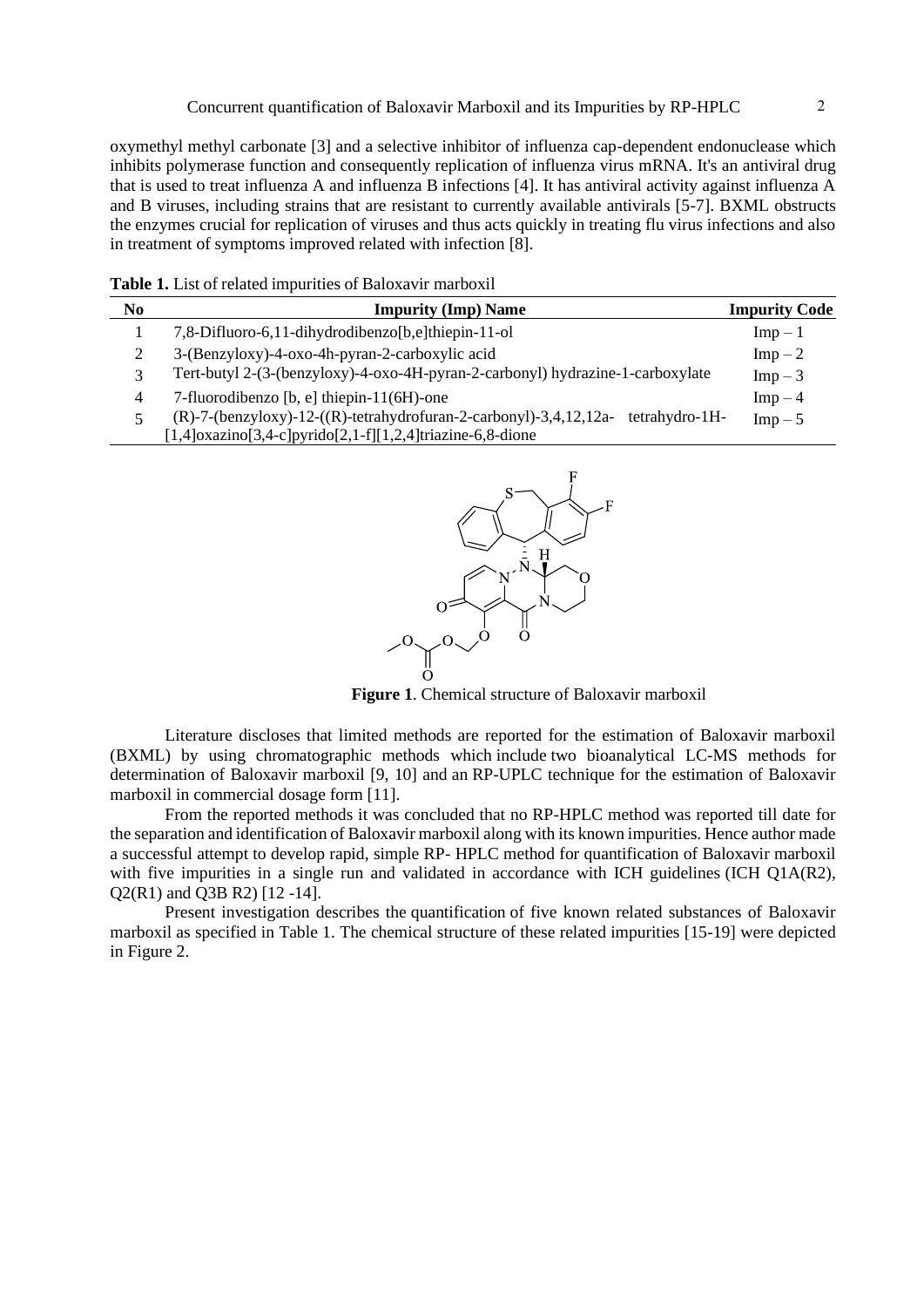oxymethyl methyl carbonate [3] and a selective inhibitor of influenza cap-dependent endonuclease which inhibits polymerase function and consequently replication of influenza virus mRNA. It's an antiviral drug that is used to treat influenza A and influenza B infections [4]. It has antiviral activity against influenza A and B viruses, including strains that are resistant to currently available antivirals [5-7]. BXML obstructs the enzymes crucial for replication of viruses and thus acts quickly in treating flu virus infections and also in treatment of symptoms improved related with infection [8].

**Table 1.** List of related impurities of Baloxavir marboxil

| No | Impurity (Imp) Name | Impurity Code |
|---|---|---|
| 1 | 7,8-Difluoro-6,11-dihydrodibenzo[b,e]thiepin-11-ol | Imp – 1 |
| 2 | 3-(Benzyloxy)-4-oxo-4h-pyran-2-carboxylic acid | Imp – 2 |
| 3 | Tert-butyl 2-(3-(benzyloxy)-4-oxo-4H-pyran-2-carbonyl) hydrazine-1-carboxylate | Imp – 3 |
| 4 | 7-fluorodibenzo [b, e] thiepin-11(6H)-one | Imp – 4 |
| 5 | (R)-7-(benzyloxy)-12-((R)-tetrahydrofuran-2-carbonyl)-3,4,12,12a- tetrahydro-1H-[1,4]oxazino[3,4-c]pyrido[2,1-f][1,2,4]triazine-6,8-dione | Imp – 5 |

**Figure 1**. Chemical structure of Baloxavir marboxil

Literature discloses that limited methods are reported for the estimation of Baloxavir marboxil (BXML) by using chromatographic methods which include two bioanalytical LC-MS methods for determination of Baloxavir marboxil [9, 10] and an RP-UPLC technique for the estimation of Baloxavir marboxil in commercial dosage form [11].

From the reported methods it was concluded that no RP-HPLC method was reported till date for the separation and identification of Baloxavir marboxil along with its known impurities. Hence author made a successful attempt to develop rapid, simple RP- HPLC method for quantification of Baloxavir marboxil with five impurities in a single run and validated in accordance with ICH guidelines (ICH Q1A(R2), Q2(R1) and Q3B R2) [12 -14].

Present investigation describes the quantification of five known related substances of Baloxavir marboxil as specified in Table 1. The chemical structure of these related impurities [15-19] were depicted in Figure 2.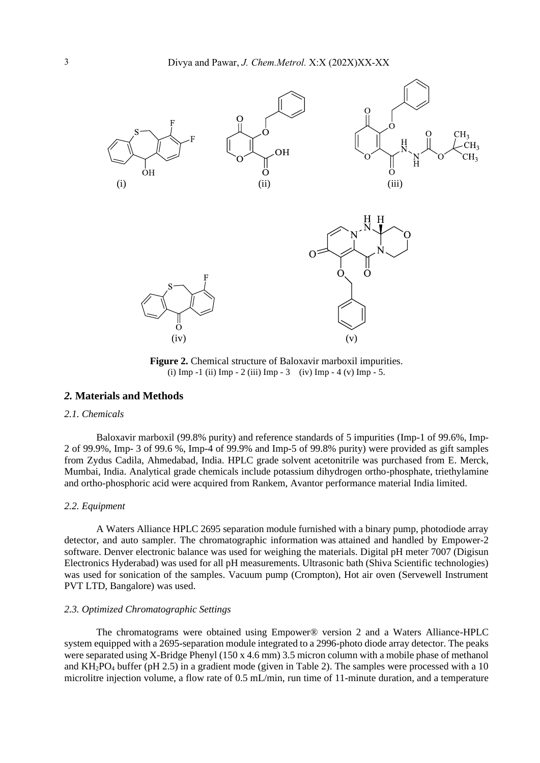Figure 2. Chemical structure of Baloxavir marboxil impurities.
(i) Imp -1 (ii) Imp - 2 (iii) Imp - 3 (iv) Imp - 4 (v) Imp - 5.

## 2. Materials and Methods

### 2.1. Chemicals

Baloxavir marboxil (99.8% purity) and reference standards of 5 impurities (Imp-1 of 99.6%, Imp-2 of 99.9%, Imp- 3 of 99.6 %, Imp-4 of 99.9% and Imp-5 of 99.8% purity) were provided as gift samples from Zydus Cadila, Ahmedabad, India. HPLC grade solvent acetonitrile was purchased from E. Merck, Mumbai, India. Analytical grade chemicals include potassium dihydrogen ortho-phosphate, triethylamine and ortho-phosphoric acid were acquired from Rankem, Avantor performance material India limited.

### 2.2. Equipment

A Waters Alliance HPLC 2695 separation module furnished with a binary pump, photodiode array detector, and auto sampler. The chromatographic information was attained and handled by Empower-2 software. Denver electronic balance was used for weighing the materials. Digital pH meter 7007 (Digisun Electronics Hyderabad) was used for all pH measurements. Ultrasonic bath (Shiva Scientific technologies) was used for sonication of the samples. Vacuum pump (Crompton), Hot air oven (Servewell Instrument PVT LTD, Bangalore) was used.

### 2.3. Optimized Chromatographic Settings

The chromatograms were obtained using Empower® version 2 and a Waters Alliance-HPLC system equipped with a 2695-separation module integrated to a 2996-photo diode array detector. The peaks were separated using X-Bridge Phenyl (150 x 4.6 mm) 3.5 micron column with a mobile phase of methanol and $KH_2PO_4$ buffer (pH 2.5) in a gradient mode (given in Table 2). The samples were processed with a 10 microlitre injection volume, a flow rate of 0.5 mL/min, run time of 11-minute duration, and a temperature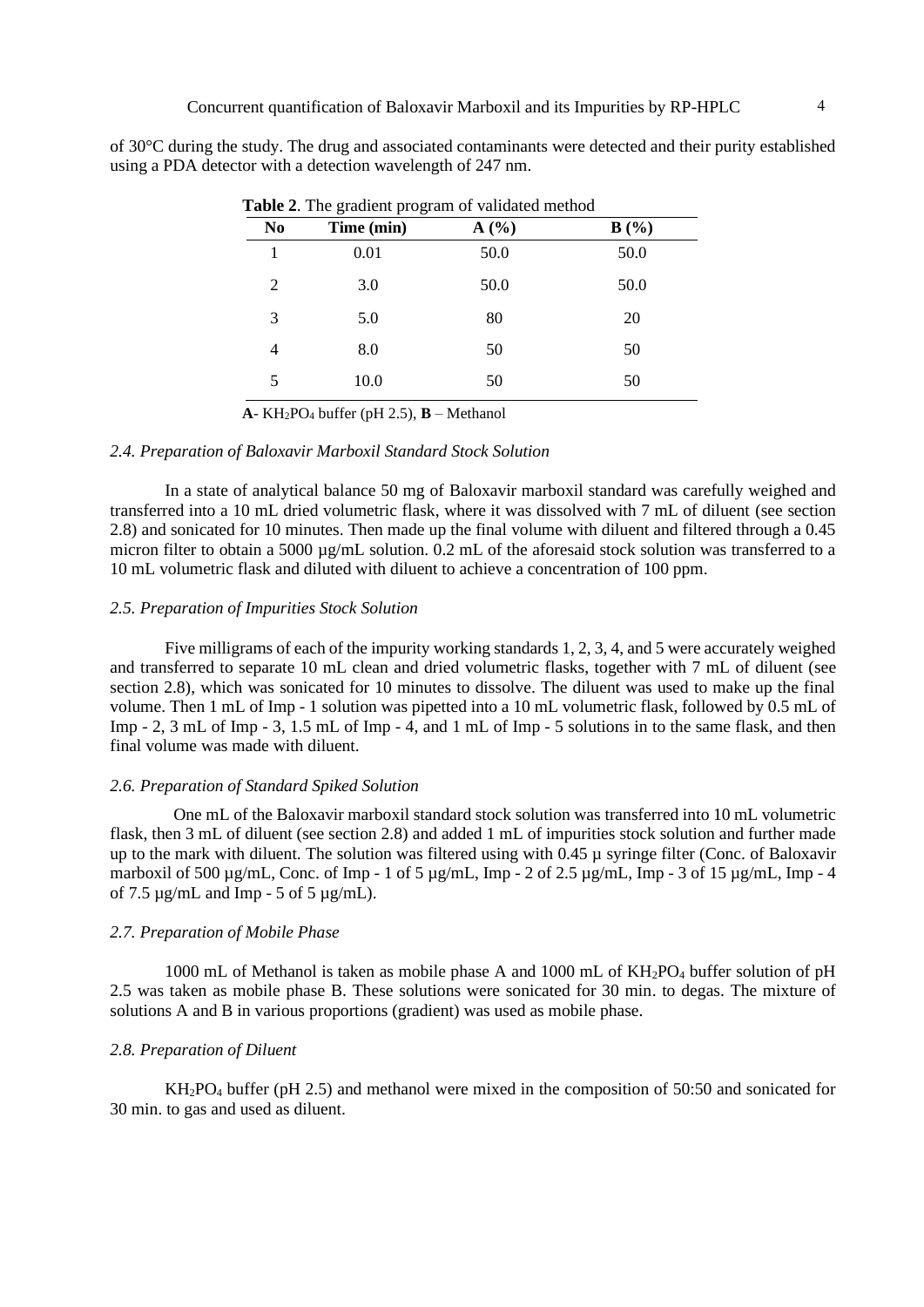of 30°C during the study. The drug and associated contaminants were detected and their purity established using a PDA detector with a detection wavelength of 247 nm.

**Table 2**. The gradient program of validated method

| No | Time (min) | A (%) | B (%) |
|---|---|---|---|
| 1 | 0.01 | 50.0 | 50.0 |
| 2 | 3.0 | 50.0 | 50.0 |
| 3 | 5.0 | 80 | 20 |
| 4 | 8.0 | 50 | 50 |
| 5 | 10.0 | 50 | 50 |

**A**- $KH_2PO_4$ buffer (pH 2.5), **B** – Methanol

### *2.4. Preparation of Baloxavir Marboxil Standard Stock Solution*

In a state of analytical balance 50 mg of Baloxavir marboxil standard was carefully weighed and transferred into a 10 mL dried volumetric flask, where it was dissolved with 7 mL of diluent (see section 2.8) and sonicated for 10 minutes. Then made up the final volume with diluent and filtered through a 0.45 micron filter to obtain a 5000 µg/mL solution. 0.2 mL of the aforesaid stock solution was transferred to a 10 mL volumetric flask and diluted with diluent to achieve a concentration of 100 ppm.

### *2.5. Preparation of Impurities Stock Solution*

Five milligrams of each of the impurity working standards 1, 2, 3, 4, and 5 were accurately weighed and transferred to separate 10 mL clean and dried volumetric flasks, together with 7 mL of diluent (see section 2.8), which was sonicated for 10 minutes to dissolve. The diluent was used to make up the final volume. Then 1 mL of Imp - 1 solution was pipetted into a 10 mL volumetric flask, followed by 0.5 mL of Imp - 2, 3 mL of Imp - 3, 1.5 mL of Imp - 4, and 1 mL of Imp - 5 solutions in to the same flask, and then final volume was made with diluent.

### *2.6. Preparation of Standard Spiked Solution*

One mL of the Baloxavir marboxil standard stock solution was transferred into 10 mL volumetric flask, then 3 mL of diluent (see section 2.8) and added 1 mL of impurities stock solution and further made up to the mark with diluent. The solution was filtered using with 0.45 µ syringe filter (Conc. of Baloxavir marboxil of 500 µg/mL, Conc. of Imp - 1 of 5 µg/mL, Imp - 2 of 2.5 µg/mL, Imp - 3 of 15 µg/mL, Imp - 4 of 7.5 µg/mL and Imp - 5 of 5 µg/mL).

### *2.7. Preparation of Mobile Phase*

1000 mL of Methanol is taken as mobile phase A and 1000 mL of $KH_2PO_4$ buffer solution of pH 2.5 was taken as mobile phase B. These solutions were sonicated for 30 min. to degas. The mixture of solutions A and B in various proportions (gradient) was used as mobile phase.

### *2.8. Preparation of Diluent*

$KH_2PO_4$ buffer (pH 2.5) and methanol were mixed in the composition of 50:50 and sonicated for 30 min. to gas and used as diluent.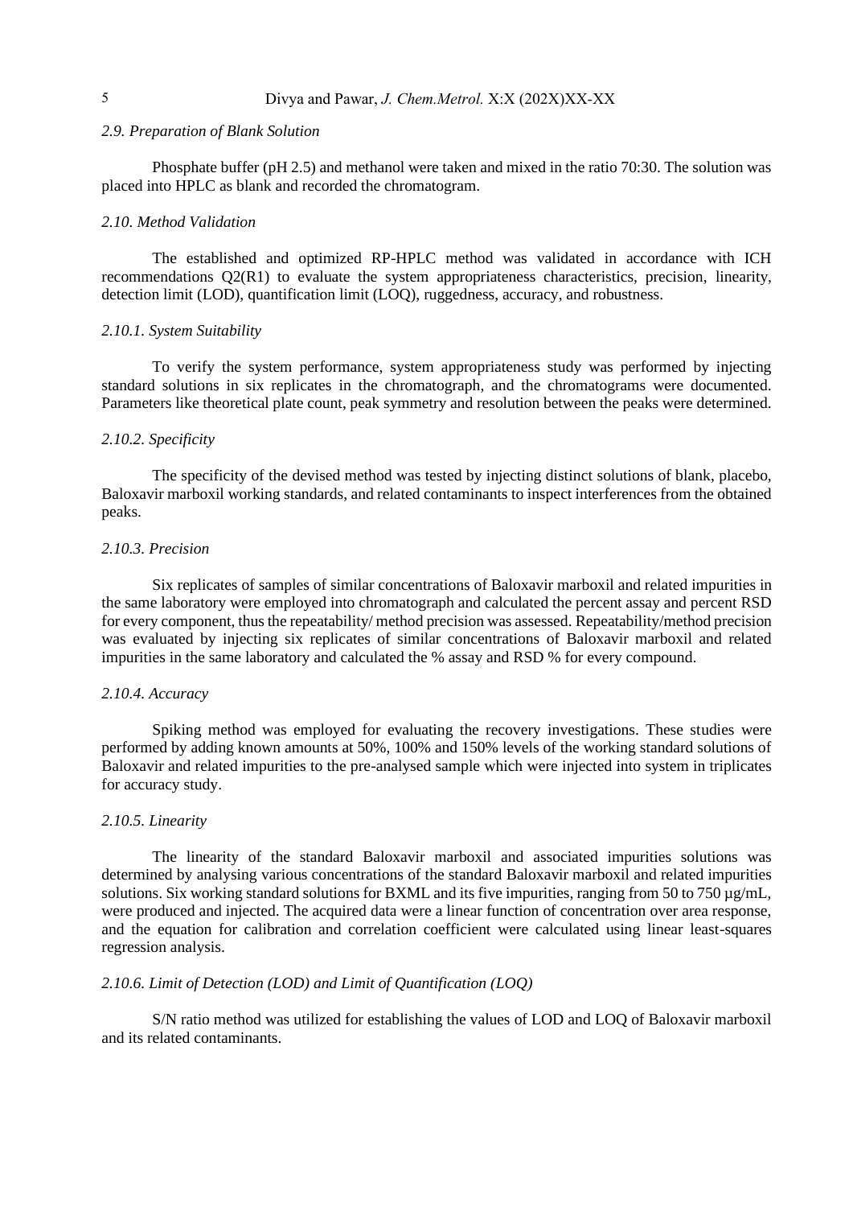### *2.9. Preparation of Blank Solution*

Phosphate buffer (pH 2.5) and methanol were taken and mixed in the ratio 70:30. The solution was placed into HPLC as blank and recorded the chromatogram.

### *2.10. Method Validation*

The established and optimized RP-HPLC method was validated in accordance with ICH recommendations Q2(R1) to evaluate the system appropriateness characteristics, precision, linearity, detection limit (LOD), quantification limit (LOQ), ruggedness, accuracy, and robustness.

#### *2.10.1. System Suitability*

To verify the system performance, system appropriateness study was performed by injecting standard solutions in six replicates in the chromatograph, and the chromatograms were documented. Parameters like theoretical plate count, peak symmetry and resolution between the peaks were determined.

#### *2.10.2. Specificity*

The specificity of the devised method was tested by injecting distinct solutions of blank, placebo, Baloxavir marboxil working standards, and related contaminants to inspect interferences from the obtained peaks.

#### *2.10.3. Precision*

Six replicates of samples of similar concentrations of Baloxavir marboxil and related impurities in the same laboratory were employed into chromatograph and calculated the percent assay and percent RSD for every component, thus the repeatability/ method precision was assessed. Repeatability/method precision was evaluated by injecting six replicates of similar concentrations of Baloxavir marboxil and related impurities in the same laboratory and calculated the % assay and RSD % for every compound.

#### *2.10.4. Accuracy*

Spiking method was employed for evaluating the recovery investigations. These studies were performed by adding known amounts at 50%, 100% and 150% levels of the working standard solutions of Baloxavir and related impurities to the pre-analysed sample which were injected into system in triplicates for accuracy study.

#### *2.10.5. Linearity*

The linearity of the standard Baloxavir marboxil and associated impurities solutions was determined by analysing various concentrations of the standard Baloxavir marboxil and related impurities solutions. Six working standard solutions for BXML and its five impurities, ranging from 50 to 750 µg/mL, were produced and injected. The acquired data were a linear function of concentration over area response, and the equation for calibration and correlation coefficient were calculated using linear least-squares regression analysis.

#### *2.10.6. Limit of Detection (LOD) and Limit of Quantification (LOQ)*

S/N ratio method was utilized for establishing the values of LOD and LOQ of Baloxavir marboxil and its related contaminants.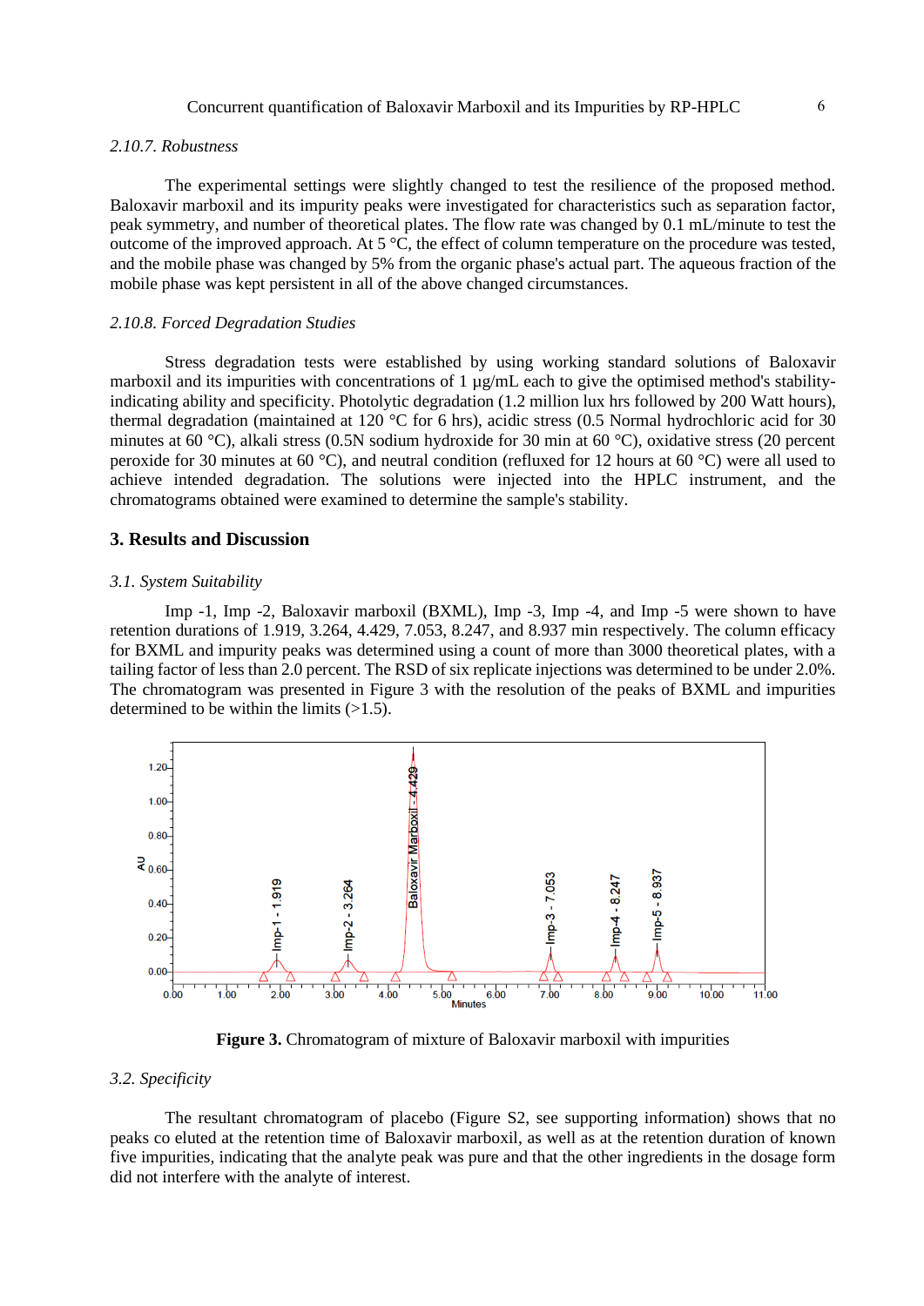### 2.10.7. Robustness

The experimental settings were slightly changed to test the resilience of the proposed method. Baloxavir marboxil and its impurity peaks were investigated for characteristics such as separation factor, peak symmetry, and number of theoretical plates. The flow rate was changed by 0.1 mL/minute to test the outcome of the improved approach. At 5 °C, the effect of column temperature on the procedure was tested, and the mobile phase was changed by 5% from the organic phase's actual part. The aqueous fraction of the mobile phase was kept persistent in all of the above changed circumstances.

### 2.10.8. Forced Degradation Studies

Stress degradation tests were established by using working standard solutions of Baloxavir marboxil and its impurities with concentrations of 1 µg/mL each to give the optimised method's stability-indicating ability and specificity. Photolytic degradation (1.2 million lux hrs followed by 200 Watt hours), thermal degradation (maintained at 120 °C for 6 hrs), acidic stress (0.5 Normal hydrochloric acid for 30 minutes at 60 °C), alkali stress (0.5N sodium hydroxide for 30 min at 60 °C), oxidative stress (20 percent peroxide for 30 minutes at 60 °C), and neutral condition (refluxed for 12 hours at 60 °C) were all used to achieve intended degradation. The solutions were injected into the HPLC instrument, and the chromatograms obtained were examined to determine the sample's stability.

## 3. Results and Discussion

### 3.1. System Suitability

Imp -1, Imp -2, Baloxavir marboxil (BXML), Imp -3, Imp -4, and Imp -5 were shown to have retention durations of 1.919, 3.264, 4.429, 7.053, 8.247, and 8.937 min respectively. The column efficacy for BXML and impurity peaks was determined using a count of more than 3000 theoretical plates, with a tailing factor of less than 2.0 percent. The RSD of six replicate injections was determined to be under 2.0%. The chromatogram was presented in Figure 3 with the resolution of the peaks of BXML and impurities determined to be within the limits (>1.5).

AU
1.20
1.00
0.80
0.60
0.40
0.20
0.00
0.00 1.00 2.00 3.00 4.00 5.00 6.00 7.00 8.00 9.00 10.00 11.00
Minutes
Imp-1 - 1.919
Imp-2 - 3.264
Baloxavir Marboxil - 4.429
Imp-3 - 7.053
Imp-4 - 8.247
Imp-5 - 8.937

**Figure 3.** Chromatogram of mixture of Baloxavir marboxil with impurities

### 3.2. Specificity

The resultant chromatogram of placebo (Figure S2, see supporting information) shows that no peaks co eluted at the retention time of Baloxavir marboxil, as well as at the retention duration of known five impurities, indicating that the analyte peak was pure and that the other ingredients in the dosage form did not interfere with the analyte of interest.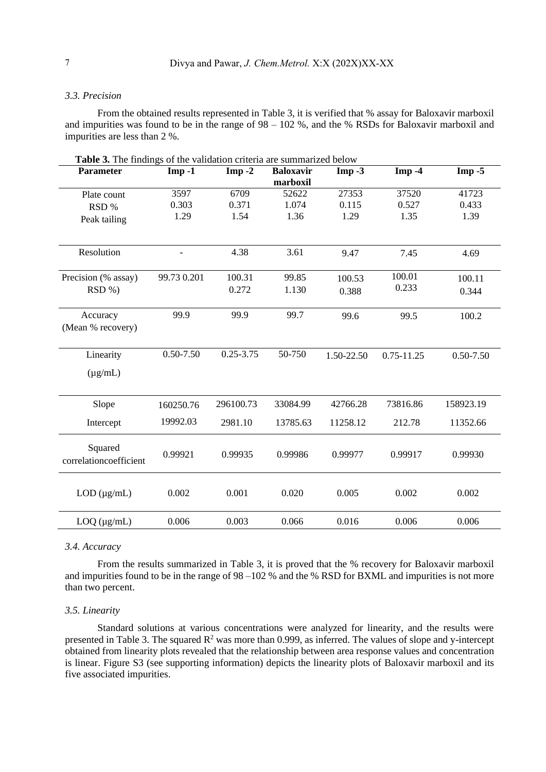### *3.3. Precision*

From the obtained results represented in Table 3, it is verified that % assay for Baloxavir marboxil and impurities was found to be in the range of 98 – 102 %, and the % RSDs for Baloxavir marboxil and impurities are less than 2 %.

**Table 3.** The findings of the validation criteria are summarized below

| Parameter | Imp -1 | Imp -2 | Baloxavir marboxil | Imp -3 | Imp -4 | Imp -5 |
|---|---|---|---|---|---|---|
| Plate count<br>RSD %<br>Peak tailing | 3597<br>0.303<br>1.29 | 6709<br>0.371<br>1.54 | 52622<br>1.074<br>1.36 | 27353<br>0.115<br>1.29 | 37520<br>0.527<br>1.35 | 41723<br>0.433<br>1.39 |
| Resolution | - | 4.38 | 3.61 | 9.47 | 7.45 | 4.69 |
| Precision (% assay)<br>RSD %) | 99.73 0.201 | 100.31<br>0.272 | 99.85<br>1.130 | 100.53<br>0.388 | 100.01<br>0.233 | 100.11<br>0.344 |
| Accuracy<br>(Mean % recovery) | 99.9 | 99.9 | 99.7 | 99.6 | 99.5 | 100.2 |
| Linearity<br>(µg/mL) | 0.50-7.50 | 0.25-3.75 | 50-750 | 1.50-22.50 | 0.75-11.25 | 0.50-7.50 |
| Slope<br>Intercept | 160250.76<br>19992.03 | 296100.73<br>2981.10 | 33084.99<br>13785.63 | 42766.28<br>11258.12 | 73816.86<br>212.78 | 158923.19<br>11352.66 |
| Squared correlationcoefficient | 0.99921 | 0.99935 | 0.99986 | 0.99977 | 0.99917 | 0.99930 |
| LOD (µg/mL) | 0.002 | 0.001 | 0.020 | 0.005 | 0.002 | 0.002 |
| LOQ (µg/mL) | 0.006 | 0.003 | 0.066 | 0.016 | 0.006 | 0.006 |

### *3.4. Accuracy*

From the results summarized in Table 3, it is proved that the % recovery for Baloxavir marboxil and impurities found to be in the range of 98 –102 % and the % RSD for BXML and impurities is not more than two percent.

### *3.5. Linearity*

Standard solutions at various concentrations were analyzed for linearity, and the results were presented in Table 3. The squared $R^2$ was more than 0.999, as inferred. The values of slope and y-intercept obtained from linearity plots revealed that the relationship between area response values and concentration is linear. Figure S3 (see supporting information) depicts the linearity plots of Baloxavir marboxil and its five associated impurities.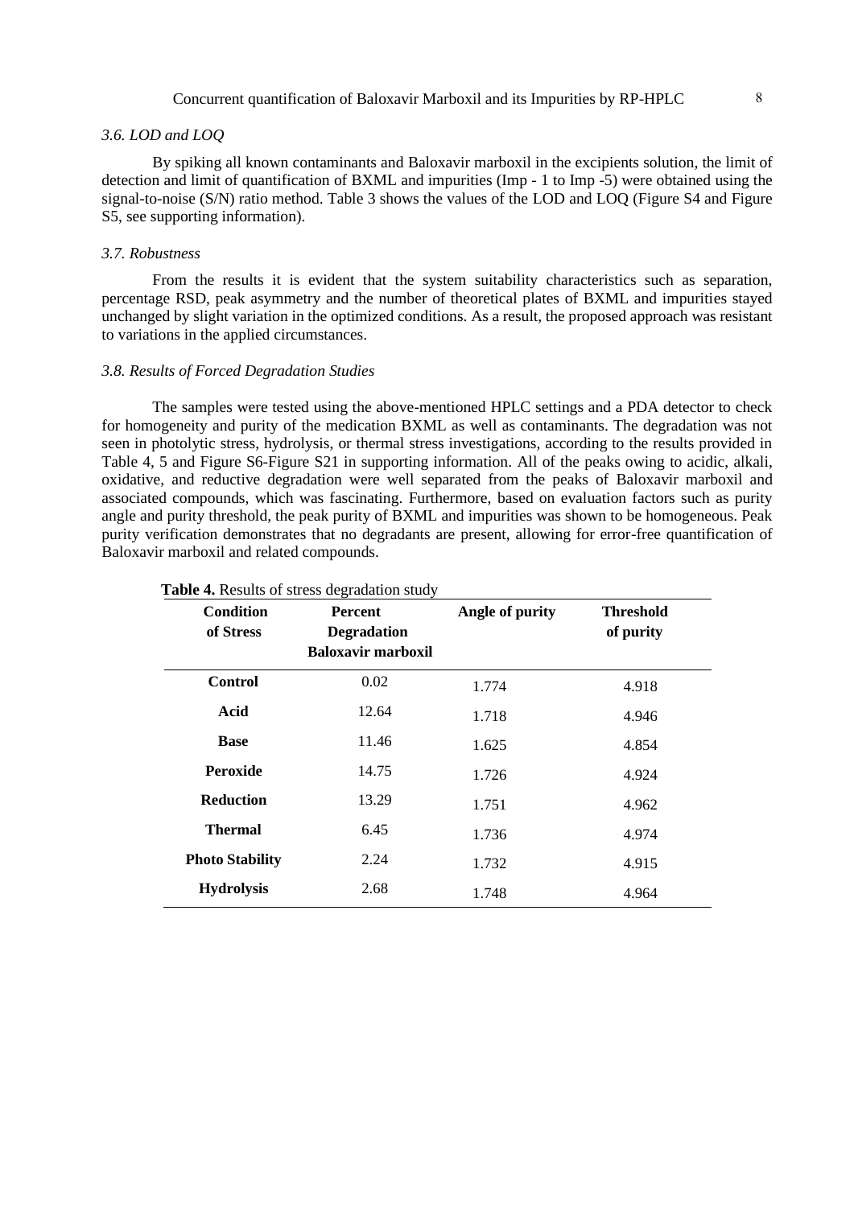### *3.6. LOD and LOQ*

By spiking all known contaminants and Baloxavir marboxil in the excipients solution, the limit of detection and limit of quantification of BXML and impurities (Imp - 1 to Imp -5) were obtained using the signal-to-noise (S/N) ratio method. Table 3 shows the values of the LOD and LOQ (Figure S4 and Figure S5, see supporting information).

### *3.7. Robustness*

From the results it is evident that the system suitability characteristics such as separation, percentage RSD, peak asymmetry and the number of theoretical plates of BXML and impurities stayed unchanged by slight variation in the optimized conditions. As a result, the proposed approach was resistant to variations in the applied circumstances.

### *3.8. Results of Forced Degradation Studies*

The samples were tested using the above-mentioned HPLC settings and a PDA detector to check for homogeneity and purity of the medication BXML as well as contaminants. The degradation was not seen in photolytic stress, hydrolysis, or thermal stress investigations, according to the results provided in Table 4, 5 and Figure S6-Figure S21 in supporting information. All of the peaks owing to acidic, alkali, oxidative, and reductive degradation were well separated from the peaks of Baloxavir marboxil and associated compounds, which was fascinating. Furthermore, based on evaluation factors such as purity angle and purity threshold, the peak purity of BXML and impurities was shown to be homogeneous. Peak purity verification demonstrates that no degradants are present, allowing for error-free quantification of Baloxavir marboxil and related compounds.

**Table 4.** Results of stress degradation study

| Condition of Stress | Percent Degradation Baloxavir marboxil | Angle of purity | Threshold of purity |
|---|---|---|---|
| **Control** | 0.02 | 1.774 | 4.918 |
| **Acid** | 12.64 | 1.718 | 4.946 |
| **Base** | 11.46 | 1.625 | 4.854 |
| **Peroxide** | 14.75 | 1.726 | 4.924 |
| **Reduction** | 13.29 | 1.751 | 4.962 |
| **Thermal** | 6.45 | 1.736 | 4.974 |
| **Photo Stability** | 2.24 | 1.732 | 4.915 |
| **Hydrolysis** | 2.68 | 1.748 | 4.964 |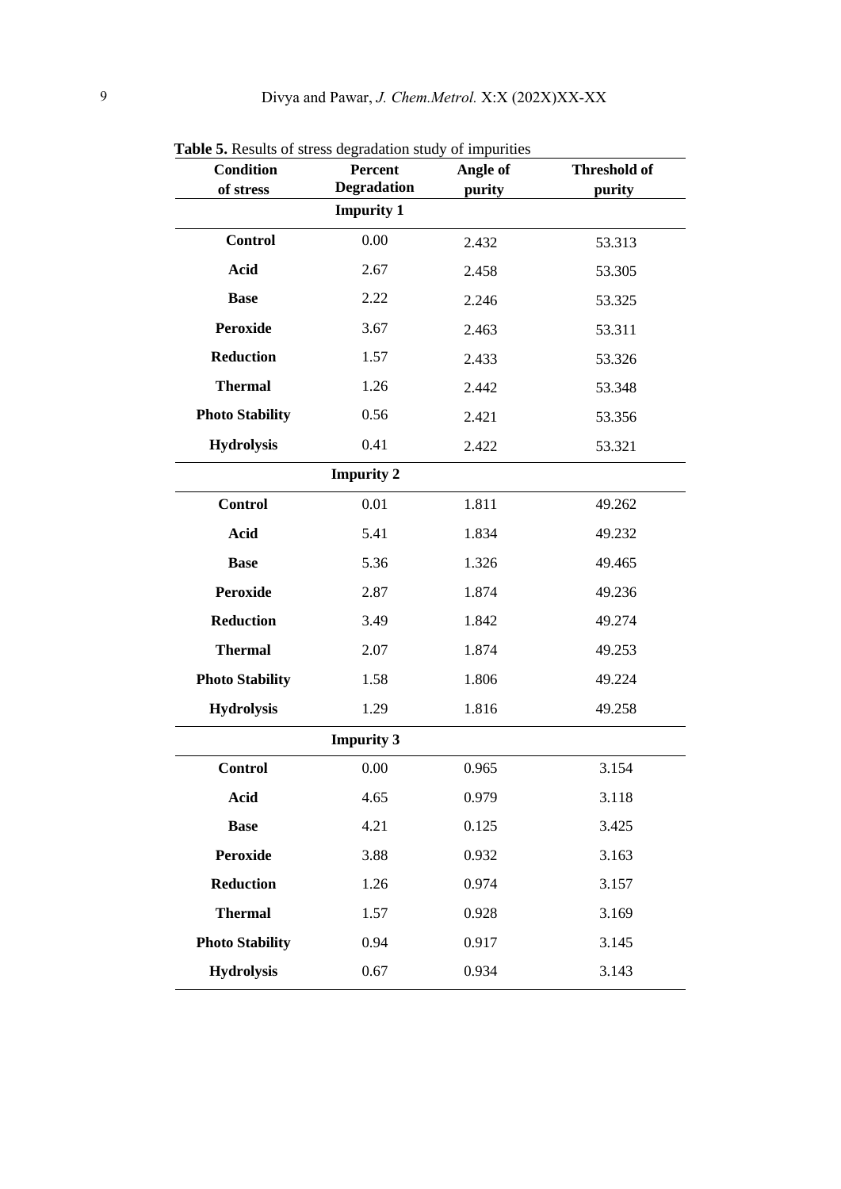**Table 5.** Results of stress degradation study of impurities

| Condition of stress | Percent Degradation | Angle of purity | Threshold of purity |
|---|---|---|---|
| | **Impurity 1** | | |
| **Control** | 0.00 | 2.432 | 53.313 |
| **Acid** | 2.67 | 2.458 | 53.305 |
| **Base** | 2.22 | 2.246 | 53.325 |
| **Peroxide** | 3.67 | 2.463 | 53.311 |
| **Reduction** | 1.57 | 2.433 | 53.326 |
| **Thermal** | 1.26 | 2.442 | 53.348 |
| **Photo Stability** | 0.56 | 2.421 | 53.356 |
| **Hydrolysis** | 0.41 | 2.422 | 53.321 |
| | **Impurity 2** | | |
| **Control** | 0.01 | 1.811 | 49.262 |
| **Acid** | 5.41 | 1.834 | 49.232 |
| **Base** | 5.36 | 1.326 | 49.465 |
| **Peroxide** | 2.87 | 1.874 | 49.236 |
| **Reduction** | 3.49 | 1.842 | 49.274 |
| **Thermal** | 2.07 | 1.874 | 49.253 |
| **Photo Stability** | 1.58 | 1.806 | 49.224 |
| **Hydrolysis** | 1.29 | 1.816 | 49.258 |
| | **Impurity 3** | | |
| **Control** | 0.00 | 0.965 | 3.154 |
| **Acid** | 4.65 | 0.979 | 3.118 |
| **Base** | 4.21 | 0.125 | 3.425 |
| **Peroxide** | 3.88 | 0.932 | 3.163 |
| **Reduction** | 1.26 | 0.974 | 3.157 |
| **Thermal** | 1.57 | 0.928 | 3.169 |
| **Photo Stability** | 0.94 | 0.917 | 3.145 |
| **Hydrolysis** | 0.67 | 0.934 | 3.143 |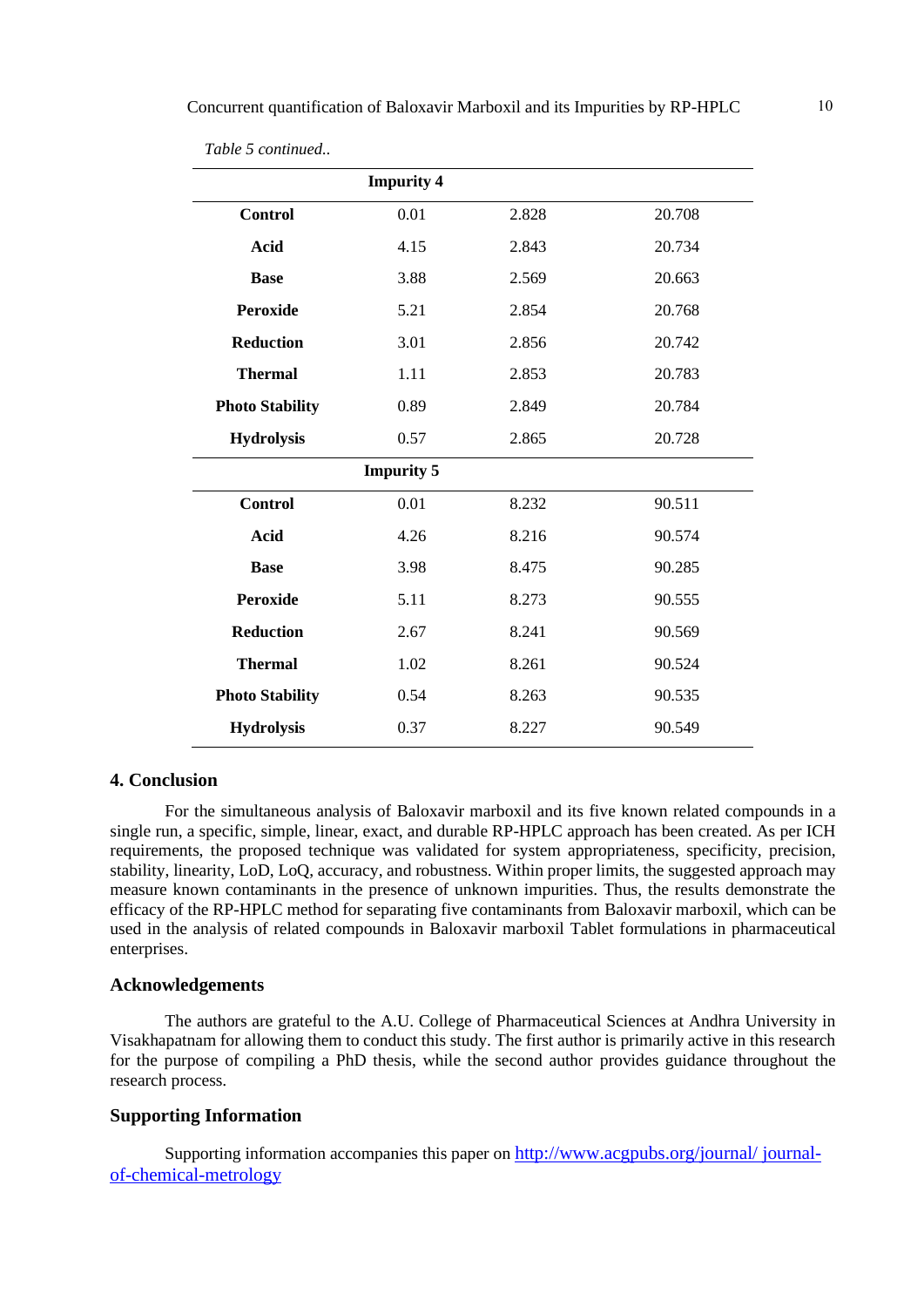*Table 5 continued..*

| | | | |
|---|---|---|---|
| | **Impurity 4** | | |
| **Control** | 0.01 | 2.828 | 20.708 |
| **Acid** | 4.15 | 2.843 | 20.734 |
| **Base** | 3.88 | 2.569 | 20.663 |
| **Peroxide** | 5.21 | 2.854 | 20.768 |
| **Reduction** | 3.01 | 2.856 | 20.742 |
| **Thermal** | 1.11 | 2.853 | 20.783 |
| **Photo Stability** | 0.89 | 2.849 | 20.784 |
| **Hydrolysis** | 0.57 | 2.865 | 20.728 |
| | **Impurity 5** | | |
| **Control** | 0.01 | 8.232 | 90.511 |
| **Acid** | 4.26 | 8.216 | 90.574 |
| **Base** | 3.98 | 8.475 | 90.285 |
| **Peroxide** | 5.11 | 8.273 | 90.555 |
| **Reduction** | 2.67 | 8.241 | 90.569 |
| **Thermal** | 1.02 | 8.261 | 90.524 |
| **Photo Stability** | 0.54 | 8.263 | 90.535 |
| **Hydrolysis** | 0.37 | 8.227 | 90.549 |

## 4. Conclusion

For the simultaneous analysis of Baloxavir marboxil and its five known related compounds in a single run, a specific, simple, linear, exact, and durable RP-HPLC approach has been created. As per ICH requirements, the proposed technique was validated for system appropriateness, specificity, precision, stability, linearity, LoD, LoQ, accuracy, and robustness. Within proper limits, the suggested approach may measure known contaminants in the presence of unknown impurities. Thus, the results demonstrate the efficacy of the RP-HPLC method for separating five contaminants from Baloxavir marboxil, which can be used in the analysis of related compounds in Baloxavir marboxil Tablet formulations in pharmaceutical enterprises.

## Acknowledgements

The authors are grateful to the A.U. College of Pharmaceutical Sciences at Andhra University in Visakhapatnam for allowing them to conduct this study. The first author is primarily active in this research for the purpose of compiling a PhD thesis, while the second author provides guidance throughout the research process.

## Supporting Information

Supporting information accompanies this paper on [http://www.acgpubs.org/journal/ journal-of-chemical-metrology](http://www.acgpubs.org/journal/journal-of-chemical-metrology)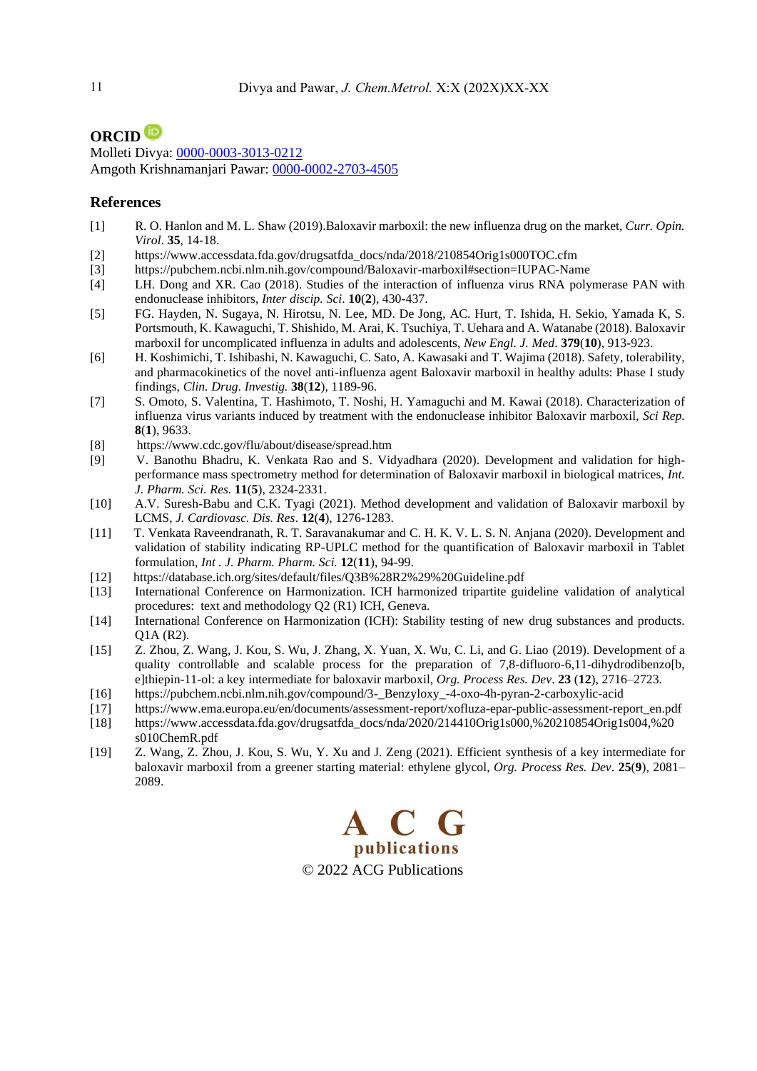## ORCID

Molleti Divya: 0000-0003-3013-0212

Amgoth Krishnamanjari Pawar: 0000-0002-2703-4505

## References

[1] R. O. Hanlon and M. L. Shaw (2019).Baloxavir marboxil: the new influenza drug on the market, *Curr. Opin. Virol*. **35**, 14-18.

[2] https://www.accessdata.fda.gov/drugsatfda_docs/nda/2018/210854Orig1s000TOC.cfm

[3] https://pubchem.ncbi.nlm.nih.gov/compound/Baloxavir-marboxil#section=IUPAC-Name

[4] LH. Dong and XR. Cao (2018). Studies of the interaction of influenza virus RNA polymerase PAN with endonuclease inhibitors, *Inter discip. Sci*. **10**(**2**), 430-437.

[5] FG. Hayden, N. Sugaya, N. Hirotsu, N. Lee, MD. De Jong, AC. Hurt, T. Ishida, H. Sekio, Yamada K, S. Portsmouth, K. Kawaguchi, T. Shishido, M. Arai, K. Tsuchiya, T. Uehara and A. Watanabe (2018). Baloxavir marboxil for uncomplicated influenza in adults and adolescents, *New Engl. J. Med*. **379**(**10**), 913-923.

[6] H. Koshimichi, T. Ishibashi, N. Kawaguchi, C. Sato, A. Kawasaki and T. Wajima (2018). Safety, tolerability, and pharmacokinetics of the novel anti-influenza agent Baloxavir marboxil in healthy adults: Phase I study findings, *Clin. Drug. Investig.* **38**(**12**), 1189-96.

[7] S. Omoto, S. Valentina, T. Hashimoto, T. Noshi, H. Yamaguchi and M. Kawai (2018). Characterization of influenza virus variants induced by treatment with the endonuclease inhibitor Baloxavir marboxil, *Sci Rep.* **8**(**1**), 9633.

[8] https://www.cdc.gov/flu/about/disease/spread.htm

[9] V. Banothu Bhadru, K. Venkata Rao and S. Vidyadhara (2020). Development and validation for high-performance mass spectrometry method for determination of Baloxavir marboxil in biological matrices, *Int. J. Pharm. Sci. Res.* **11**(**5**), 2324-2331.

[10] A.V. Suresh-Babu and C.K. Tyagi (2021). Method development and validation of Baloxavir marboxil by LCMS, *J. Cardiovasc. Dis. Res*. **12**(**4**), 1276-1283.

[11] T. Venkata Raveendranath, R. T. Saravanakumar and C. H. K. V. L. S. N. Anjana (2020). Development and validation of stability indicating RP-UPLC method for the quantification of Baloxavir marboxil in Tablet formulation, *Int . J. Pharm. Pharm. Sci.* **12**(**11**), 94-99.

[12] https://database.ich.org/sites/default/files/Q3B%28R2%29%20Guideline.pdf

[13] International Conference on Harmonization. ICH harmonized tripartite guideline validation of analytical procedures: text and methodology Q2 (R1) ICH, Geneva.

[14] International Conference on Harmonization (ICH): Stability testing of new drug substances and products. Q1A (R2).

[15] Z. Zhou, Z. Wang, J. Kou, S. Wu, J. Zhang, X. Yuan, X. Wu, C. Li, and G. Liao (2019). Development of a quality controllable and scalable process for the preparation of 7,8-difluoro-6,11-dihydrodibenzo[b, e]thiepin-11-ol: a key intermediate for baloxavir marboxil, *Org. Process Res. Dev*. **23** (**12**), 2716–2723.

[16] https://pubchem.ncbi.nlm.nih.gov/compound/3-_Benzyloxy_-4-oxo-4h-pyran-2-carboxylic-acid

[17] https://www.ema.europa.eu/en/documents/assessment-report/xofluza-epar-public-assessment-report_en.pdf

[18] https://www.accessdata.fda.gov/drugsatfda_docs/nda/2020/214410Orig1s000,%210854Orig1s004,%20s010ChemR.pdf

[19] Z. Wang, Z. Zhou, J. Kou, S. Wu, Y. Xu and J. Zeng (2021). Efficient synthesis of a key intermediate for baloxavir marboxil from a greener starting material: ethylene glycol, *Org. Process Res. Dev*. **25**(**9**), 2081–2089.

A C G publications

© 2022 ACG Publications